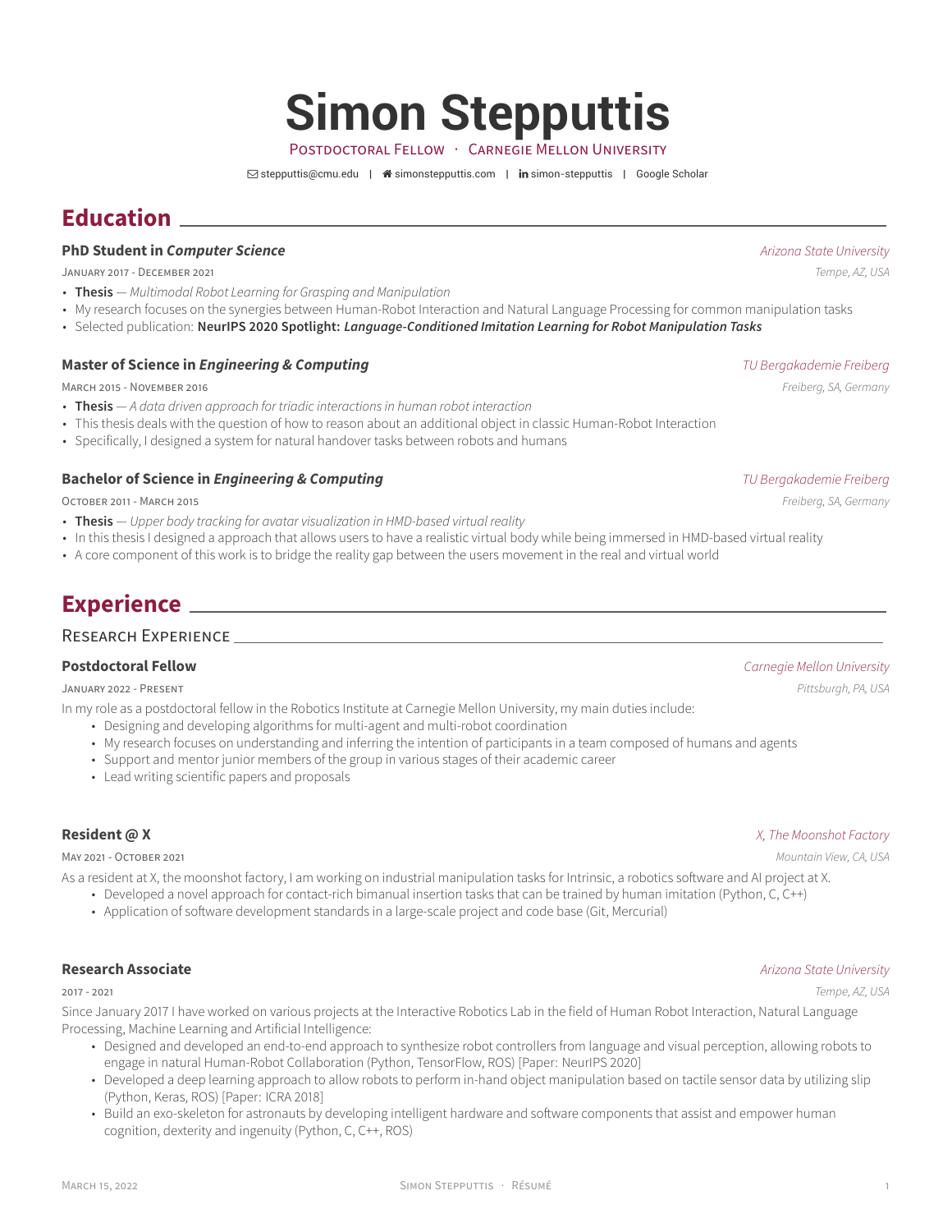# Simon Stepputtis

Postdoctoral Fellow · Carnegie Mellon University

stepputtis@cmu.edu | simonstepputtis.com | simon-stepputtis | Google Scholar

## Education

### PhD Student in *Computer Science*

*Arizona State University*

January 2017 - December 2021 — *Tempe, AZ, USA*

- **Thesis** — *Multimodal Robot Learning for Grasping and Manipulation*
- My research focuses on the synergies between Human-Robot Interaction and Natural Language Processing for common manipulation tasks
- Selected publication: **NeurIPS 2020 Spotlight:** ***Language-Conditioned Imitation Learning for Robot Manipulation Tasks***

### Master of Science in *Engineering & Computing*

*TU Bergakademie Freiberg*

March 2015 - November 2016 — *Freiberg, SA, Germany*

- **Thesis** — *A data driven approach for triadic interactions in human robot interaction*
- This thesis deals with the question of how to reason about an additional object in classic Human-Robot Interaction
- Specifically, I designed a system for natural handover tasks between robots and humans

### Bachelor of Science in *Engineering & Computing*

*TU Bergakademie Freiberg*

October 2011 - March 2015 — *Freiberg, SA, Germany*

- **Thesis** — *Upper body tracking for avatar visualization in HMD-based virtual reality*
- In this thesis I designed a approach that allows users to have a realistic virtual body while being immersed in HMD-based virtual reality
- A core component of this work is to bridge the reality gap between the users movement in the real and virtual world

## Experience

### Research Experience

#### Postdoctoral Fellow

*Carnegie Mellon University*

January 2022 - Present — *Pittsburgh, PA, USA*

In my role as a postdoctoral fellow in the Robotics Institute at Carnegie Mellon University, my main duties include:

- Designing and developing algorithms for multi-agent and multi-robot coordination
- My research focuses on understanding and inferring the intention of participants in a team composed of humans and agents
- Support and mentor junior members of the group in various stages of their academic career
- Lead writing scientific papers and proposals

#### Resident @ X

*X, The Moonshot Factory*

May 2021 - October 2021 — *Mountain View, CA, USA*

As a resident at X, the moonshot factory, I am working on industrial manipulation tasks for Intrinsic, a robotics software and AI project at X.

- Developed a novel approach for contact-rich bimanual insertion tasks that can be trained by human imitation (Python, C, C++)
- Application of software development standards in a large-scale project and code base (Git, Mercurial)

#### Research Associate

*Arizona State University*

2017 - 2021 — *Tempe, AZ, USA*

Since January 2017 I have worked on various projects at the Interactive Robotics Lab in the field of Human Robot Interaction, Natural Language Processing, Machine Learning and Artificial Intelligence:

- Designed and developed an end-to-end approach to synthesize robot controllers from language and visual perception, allowing robots to engage in natural Human-Robot Collaboration (Python, TensorFlow, ROS) [Paper: NeurIPS 2020]
- Developed a deep learning approach to allow robots to perform in-hand object manipulation based on tactile sensor data by utilizing slip (Python, Keras, ROS) [Paper: ICRA 2018]
- Build an exo-skeleton for astronauts by developing intelligent hardware and software components that assist and empower human cognition, dexterity and ingenuity (Python, C, C++, ROS)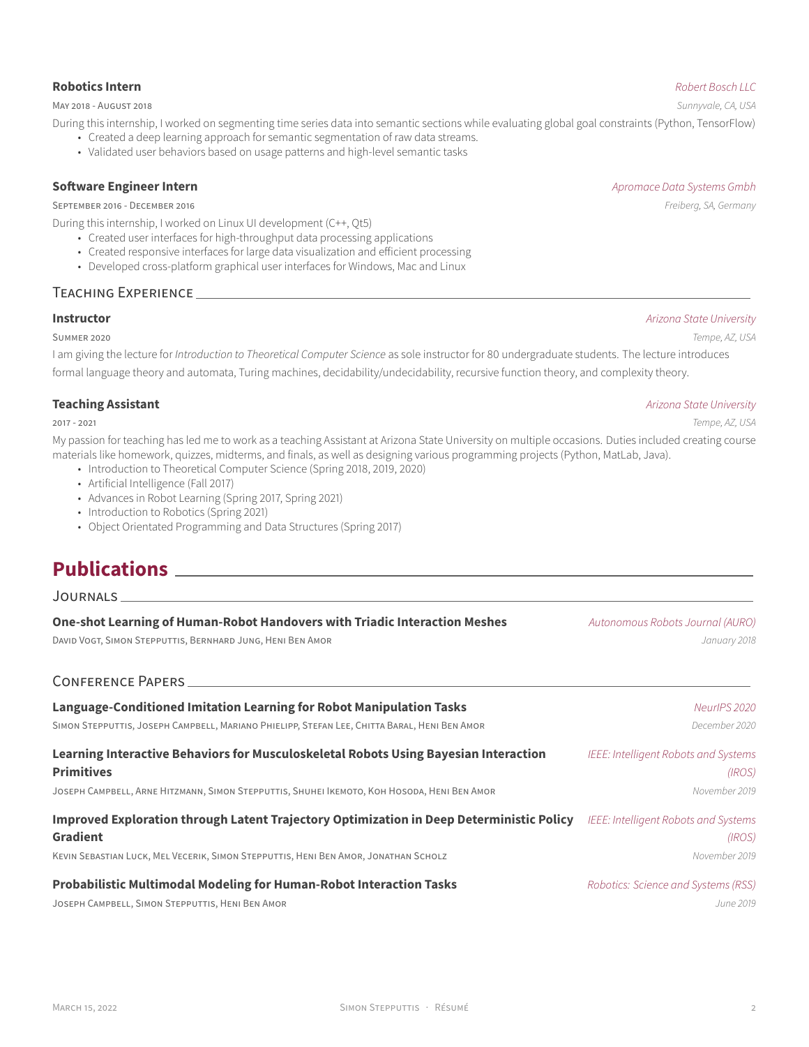### **Robotics Intern** — *Robert Bosch LLC*

May 2018 - August 2018 — *Sunnyvale, CA, USA*

During this internship, I worked on segmenting time series data into semantic sections while evaluating global goal constraints (Python, TensorFlow)

- Created a deep learning approach for semantic segmentation of raw data streams.
- Validated user behaviors based on usage patterns and high-level semantic tasks

### **Software Engineer Intern** — *Apromace Data Systems Gmbh*

September 2016 - December 2016 — *Freiberg, SA, Germany*

During this internship, I worked on Linux UI development (C++, Qt5)

- Created user interfaces for high-throughput data processing applications
- Created responsive interfaces for large data visualization and efficient processing
- Developed cross-platform graphical user interfaces for Windows, Mac and Linux

## Teaching Experience

### **Instructor** — *Arizona State University*

Summer 2020 — *Tempe, AZ, USA*

I am giving the lecture for *Introduction to Theoretical Computer Science* as sole instructor for 80 undergraduate students. The lecture introduces formal language theory and automata, Turing machines, decidability/undecidability, recursive function theory, and complexity theory.

### **Teaching Assistant** — *Arizona State University*

2017 - 2021 — *Tempe, AZ, USA*

My passion for teaching has led me to work as a teaching Assistant at Arizona State University on multiple occasions. Duties included creating course materials like homework, quizzes, midterms, and finals, as well as designing various programming projects (Python, MatLab, Java).

- Introduction to Theoretical Computer Science (Spring 2018, 2019, 2020)
- Artificial Intelligence (Fall 2017)
- Advances in Robot Learning (Spring 2017, Spring 2021)
- Introduction to Robotics (Spring 2021)
- Object Orientated Programming and Data Structures (Spring 2017)

# Publications

## Journals

**One-shot Learning of Human-Robot Handovers with Triadic Interaction Meshes** — *Autonomous Robots Journal (AURO)*
David Vogt, Simon Stepputtis, Bernhard Jung, Heni Ben Amor — *January 2018*

## Conference Papers

**Language-Conditioned Imitation Learning for Robot Manipulation Tasks** — *NeurIPS 2020*
Simon Stepputtis, Joseph Campbell, Mariano Phielipp, Stefan Lee, Chitta Baral, Heni Ben Amor — *December 2020*

**Learning Interactive Behaviors for Musculoskeletal Robots Using Bayesian Interaction Primitives** — *IEEE: Intelligent Robots and Systems (IROS)*
Joseph Campbell, Arne Hitzmann, Simon Stepputtis, Shuhei Ikemoto, Koh Hosoda, Heni Ben Amor — *November 2019*

**Improved Exploration through Latent Trajectory Optimization in Deep Deterministic Policy Gradient** — *IEEE: Intelligent Robots and Systems (IROS)*
Kevin Sebastian Luck, Mel Vecerik, Simon Stepputtis, Heni Ben Amor, Jonathan Scholz — *November 2019*

**Probabilistic Multimodal Modeling for Human-Robot Interaction Tasks** — *Robotics: Science and Systems (RSS)*
Joseph Campbell, Simon Stepputtis, Heni Ben Amor — *June 2019*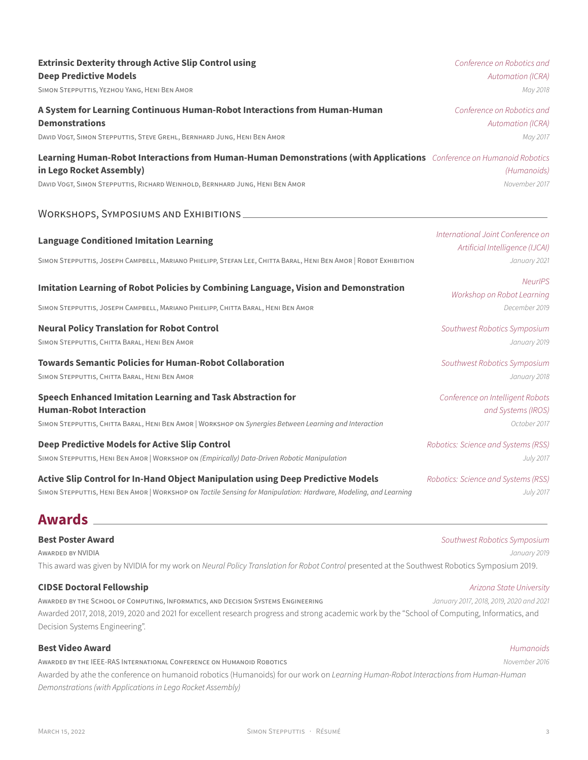**Extrinsic Dexterity through Active Slip Control using Deep Predictive Models**
*Conference on Robotics and Automation (ICRA)*
SIMON STEPPUTTIS, YEZHOU YANG, HENI BEN AMOR
*May 2018*

**A System for Learning Continuous Human-Robot Interactions from Human-Human Demonstrations**
*Conference on Robotics and Automation (ICRA)*
DAVID VOGT, SIMON STEPPUTTIS, STEVE GREHL, BERNHARD JUNG, HENI BEN AMOR
*May 2017*

**Learning Human-Robot Interactions from Human-Human Demonstrations (with Applications in Lego Rocket Assembly)**
*Conference on Humanoid Robotics (Humanoids)*
DAVID VOGT, SIMON STEPPUTTIS, RICHARD WEINHOLD, BERNHARD JUNG, HENI BEN AMOR
*November 2017*

### Workshops, Symposiums and Exhibitions

**Language Conditioned Imitation Learning**
*International Joint Conference on Artificial Intelligence (IJCAI)*
SIMON STEPPUTTIS, JOSEPH CAMPBELL, MARIANO PHIELIPP, STEFAN LEE, CHITTA BARAL, HENI BEN AMOR | ROBOT EXHIBITION
*January 2021*

**Imitation Learning of Robot Policies by Combining Language, Vision and Demonstration**
*NeurIPS Workshop on Robot Learning*
SIMON STEPPUTTIS, JOSEPH CAMPBELL, MARIANO PHIELIPP, CHITTA BARAL, HENI BEN AMOR
*December 2019*

**Neural Policy Translation for Robot Control**
*Southwest Robotics Symposium*
SIMON STEPPUTTIS, CHITTA BARAL, HENI BEN AMOR
*January 2019*

**Towards Semantic Policies for Human-Robot Collaboration**
*Southwest Robotics Symposium*
SIMON STEPPUTTIS, CHITTA BARAL, HENI BEN AMOR
*January 2018*

**Speech Enhanced Imitation Learning and Task Abstraction for Human-Robot Interaction**
*Conference on Intelligent Robots and Systems (IROS)*
SIMON STEPPUTTIS, CHITTA BARAL, HENI BEN AMOR | WORKSHOP ON *Synergies Between Learning and Interaction*
*October 2017*

**Deep Predictive Models for Active Slip Control**
*Robotics: Science and Systems (RSS)*
SIMON STEPPUTTIS, HENI BEN AMOR | WORKSHOP ON *(Empirically) Data-Driven Robotic Manipulation*
*July 2017*

**Active Slip Control for In-Hand Object Manipulation using Deep Predictive Models**
*Robotics: Science and Systems (RSS)*
SIMON STEPPUTTIS, HENI BEN AMOR | WORKSHOP ON *Tactile Sensing for Manipulation: Hardware, Modeling, and Learning*
*July 2017*

## Awards

**Best Poster Award**
*Southwest Robotics Symposium*
AWARDED BY NVIDIA
*January 2019*
This award was given by NVIDIA for my work on *Neural Policy Translation for Robot Control* presented at the Southwest Robotics Symposium 2019.

**CIDSE Doctoral Fellowship**
*Arizona State University*
AWARDED BY THE SCHOOL OF COMPUTING, INFORMATICS, AND DECISION SYSTEMS ENGINEERING
*January 2017, 2018, 2019, 2020 and 2021*
Awarded 2017, 2018, 2019, 2020 and 2021 for excellent research progress and strong academic work by the "School of Computing, Informatics, and Decision Systems Engineering".

**Best Video Award**
*Humanoids*
AWARDED BY THE IEEE-RAS INTERNATIONAL CONFERENCE ON HUMANOID ROBOTICS
*November 2016*
Awarded by athe the conference on humanoid robotics (Humanoids) for our work on *Learning Human-Robot Interactions from Human-Human Demonstrations (with Applications in Lego Rocket Assembly)*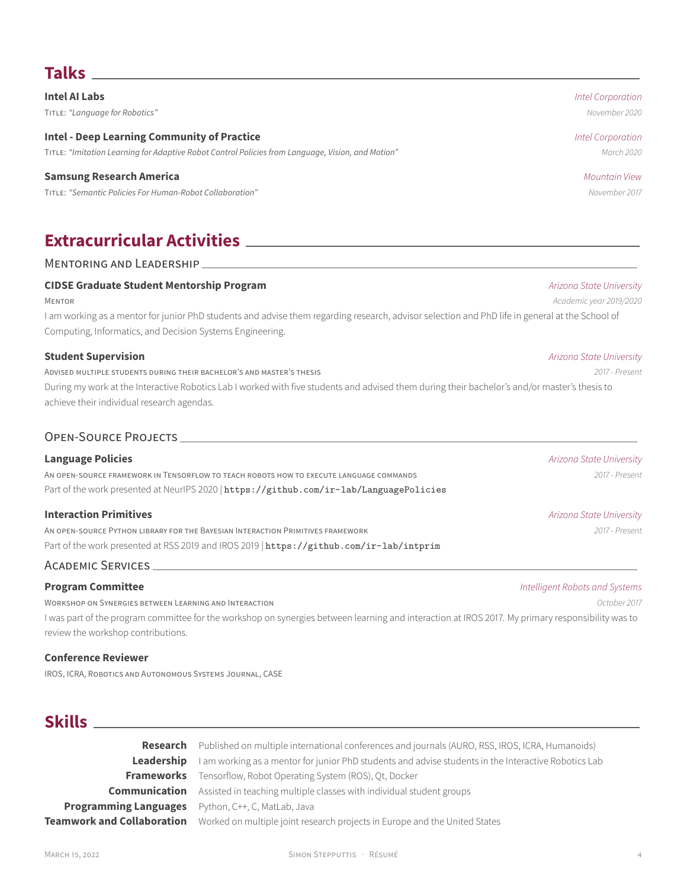## Talks

**Intel AI Labs** *Intel Corporation*
TITLE: *"Language for Robotics"* *November 2020*

**Intel - Deep Learning Community of Practice** *Intel Corporation*
TITLE: *"Imitation Learning for Adaptive Robot Control Policies from Language, Vision, and Motion"* *March 2020*

**Samsung Research America** *Mountain View*
TITLE: *"Semantic Policies For Human-Robot Collaboration"* *November 2017*

## Extracurricular Activities

### Mentoring and Leadership

**CIDSE Graduate Student Mentorship Program** *Arizona State University*
MENTOR *Academic year 2019/2020*
I am working as a mentor for junior PhD students and advise them regarding research, advisor selection and PhD life in general at the School of Computing, Informatics, and Decision Systems Engineering.

**Student Supervision** *Arizona State University*
ADVISED MULTIPLE STUDENTS DURING THEIR BACHELOR'S AND MASTER'S THESIS *2017 - Present*
During my work at the Interactive Robotics Lab I worked with five students and advised them during their bachelor's and/or master's thesis to achieve their individual research agendas.

### Open-Source Projects

**Language Policies** *Arizona State University*
AN OPEN-SOURCE FRAMEWORK IN TENSORFLOW TO TEACH ROBOTS HOW TO EXECUTE LANGUAGE COMMANDS *2017 - Present*
Part of the work presented at NeurIPS 2020 | `https://github.com/ir-lab/LanguagePolicies`

**Interaction Primitives** *Arizona State University*
AN OPEN-SOURCE PYTHON LIBRARY FOR THE BAYESIAN INTERACTION PRIMITIVES FRAMEWORK *2017 - Present*
Part of the work presented at RSS 2019 and IROS 2019 | `https://github.com/ir-lab/intprim`

### Academic Services

**Program Committee** *Intelligent Robots and Systems*
WORKSHOP ON SYNERGIES BETWEEN LEARNING AND INTERACTION *October 2017*
I was part of the program committee for the workshop on synergies between learning and interaction at IROS 2017. My primary responsibility was to review the workshop contributions.

**Conference Reviewer**
IROS, ICRA, ROBOTICS AND AUTONOMOUS SYSTEMS JOURNAL, CASE

## Skills

| | |
|---|---|
| **Research** | Published on multiple international conferences and journals (AURO, RSS, IROS, ICRA, Humanoids) |
| **Leadership** | I am working as a mentor for junior PhD students and advise students in the Interactive Robotics Lab |
| **Frameworks** | Tensorflow, Robot Operating System (ROS), Qt, Docker |
| **Communication** | Assisted in teaching multiple classes with individual student groups |
| **Programming Languages** | Python, C++, C, MatLab, Java |
| **Teamwork and Collaboration** | Worked on multiple joint research projects in Europe and the United States |